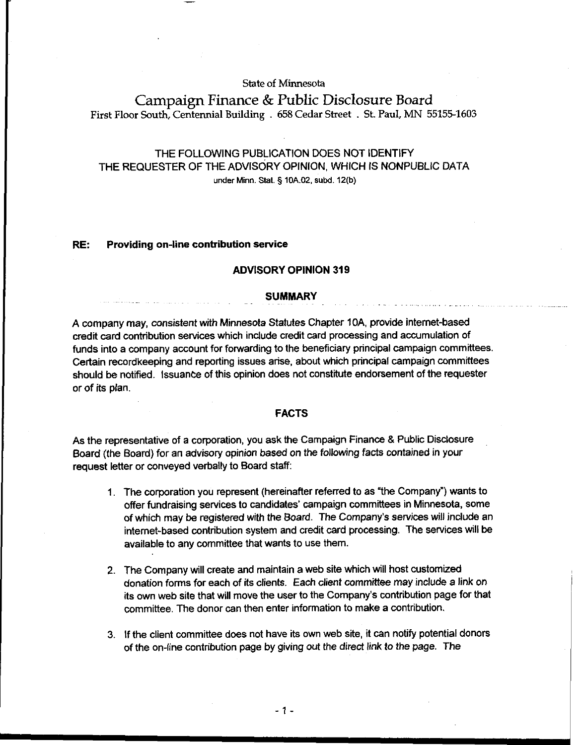State of Minnesota

# Campaign Finance & Public Disclosure Board

First Floor South, Centennial Building . 658 Cedar Street . St. Paul, MN 55155-1603

THE FOLLOWING PUBLICATION DOES NOT IDENTIFY
THE REQUESTER OF THE ADVISORY OPINION, WHICH IS NONPUBLIC DATA
under Minn. Stat. § 10A.02, subd. 12(b)

**RE: Providing on-line contribution service**

## ADVISORY OPINION 319

### SUMMARY

A company may, consistent with Minnesota Statutes Chapter 10A, provide internet-based credit card contribution services which include credit card processing and accumulation of funds into a company account for forwarding to the beneficiary principal campaign committees. Certain recordkeeping and reporting issues arise, about which principal campaign committees should be notified. Issuance of this opinion does not constitute endorsement of the requester or of its plan.

### FACTS

As the representative of a corporation, you ask the Campaign Finance & Public Disclosure Board (the Board) for an advisory opinion based on the following facts contained in your request letter or conveyed verbally to Board staff:

1. The corporation you represent (hereinafter referred to as "the Company") wants to offer fundraising services to candidates' campaign committees in Minnesota, some of which may be registered with the Board. The Company's services will include an internet-based contribution system and credit card processing. The services will be available to any committee that wants to use them.

2. The Company will create and maintain a web site which will host customized donation forms for each of its clients. Each client committee may include a link on its own web site that will move the user to the Company's contribution page for that committee. The donor can then enter information to make a contribution.

3. If the client committee does not have its own web site, it can notify potential donors of the on-line contribution page by giving out the direct link to the page. The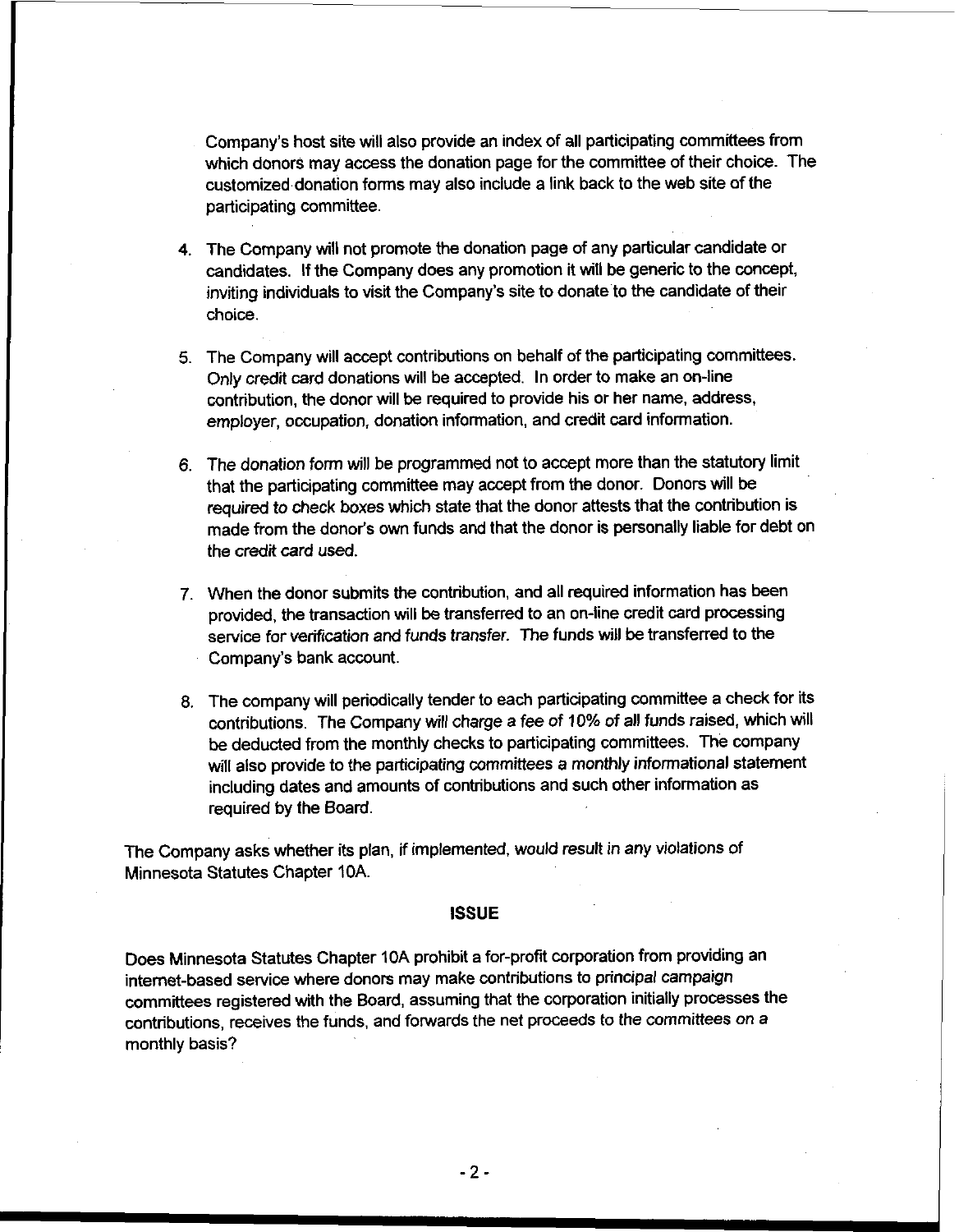Company's host site will also provide an index of all participating committees from which donors may access the donation page for the committee of their choice. The customized donation forms may also include a link back to the web site of the participating committee.

4. The Company will not promote the donation page of any particular candidate or candidates. If the Company does any promotion it will be generic to the concept, inviting individuals to visit the Company's site to donate to the candidate of their choice.

5. The Company will accept contributions on behalf of the participating committees. Only credit card donations will be accepted. In order to make an on-line contribution, the donor will be required to provide his or her name, address, employer, occupation, donation information, and credit card information.

6. The donation form will be programmed not to accept more than the statutory limit that the participating committee may accept from the donor. Donors will be required to check boxes which state that the donor attests that the contribution is made from the donor's own funds and that the donor is personally liable for debt on the credit card used.

7. When the donor submits the contribution, and all required information has been provided, the transaction will be transferred to an on-line credit card processing service for verification and funds transfer. The funds will be transferred to the Company's bank account.

8. The company will periodically tender to each participating committee a check for its contributions. The Company will charge a fee of 10% of all funds raised, which will be deducted from the monthly checks to participating committees. The company will also provide to the participating committees a monthly informational statement including dates and amounts of contributions and such other information as required by the Board.

The Company asks whether its plan, if implemented, would result in any violations of Minnesota Statutes Chapter 10A.

## ISSUE

Does Minnesota Statutes Chapter 10A prohibit a for-profit corporation from providing an internet-based service where donors may make contributions to principal campaign committees registered with the Board, assuming that the corporation initially processes the contributions, receives the funds, and forwards the net proceeds to the committees on a monthly basis?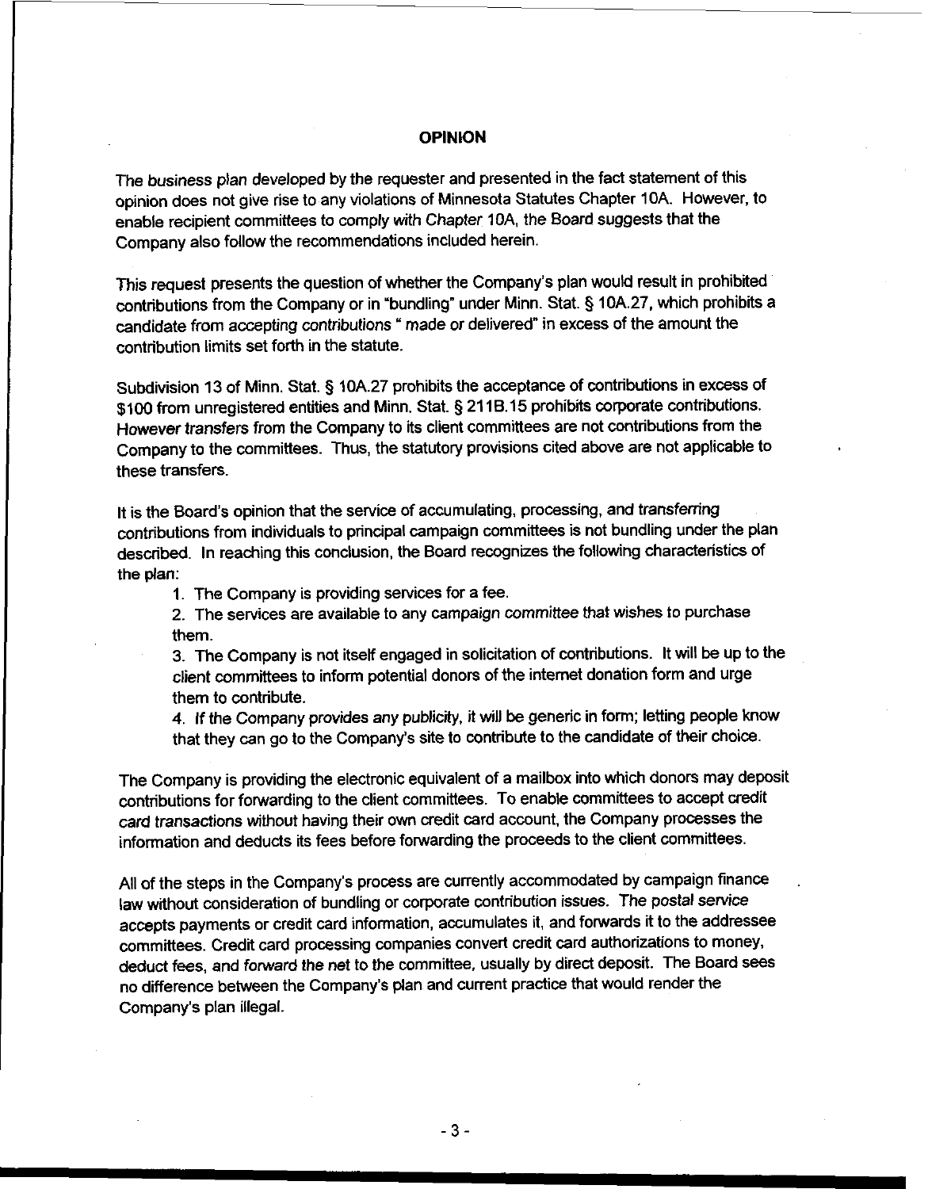## OPINION

The business plan developed by the requester and presented in the fact statement of this opinion does not give rise to any violations of Minnesota Statutes Chapter 10A. However, to enable recipient committees to comply with Chapter 10A, the Board suggests that the Company also follow the recommendations included herein.

This request presents the question of whether the Company's plan would result in prohibited contributions from the Company or in "bundling" under Minn. Stat. § 10A.27, which prohibits a candidate from accepting contributions " made or delivered" in excess of the amount the contribution limits set forth in the statute.

Subdivision 13 of Minn. Stat. § 10A.27 prohibits the acceptance of contributions in excess of $100 from unregistered entities and Minn. Stat. § 211B.15 prohibits corporate contributions. However transfers from the Company to its client committees are not contributions from the Company to the committees. Thus, the statutory provisions cited above are not applicable to these transfers.

It is the Board's opinion that the service of accumulating, processing, and transferring contributions from individuals to principal campaign committees is not bundling under the plan described. In reaching this conclusion, the Board recognizes the following characteristics of the plan:

1. The Company is providing services for a fee.
2. The services are available to any campaign committee that wishes to purchase them.
3. The Company is not itself engaged in solicitation of contributions. It will be up to the client committees to inform potential donors of the internet donation form and urge them to contribute.
4. If the Company provides any publicity, it will be generic in form; letting people know that they can go to the Company's site to contribute to the candidate of their choice.

The Company is providing the electronic equivalent of a mailbox into which donors may deposit contributions for forwarding to the client committees. To enable committees to accept credit card transactions without having their own credit card account, the Company processes the information and deducts its fees before forwarding the proceeds to the client committees.

All of the steps in the Company's process are currently accommodated by campaign finance law without consideration of bundling or corporate contribution issues. The postal service accepts payments or credit card information, accumulates it, and forwards it to the addressee committees. Credit card processing companies convert credit card authorizations to money, deduct fees, and forward the net to the committee, usually by direct deposit. The Board sees no difference between the Company's plan and current practice that would render the Company's plan illegal.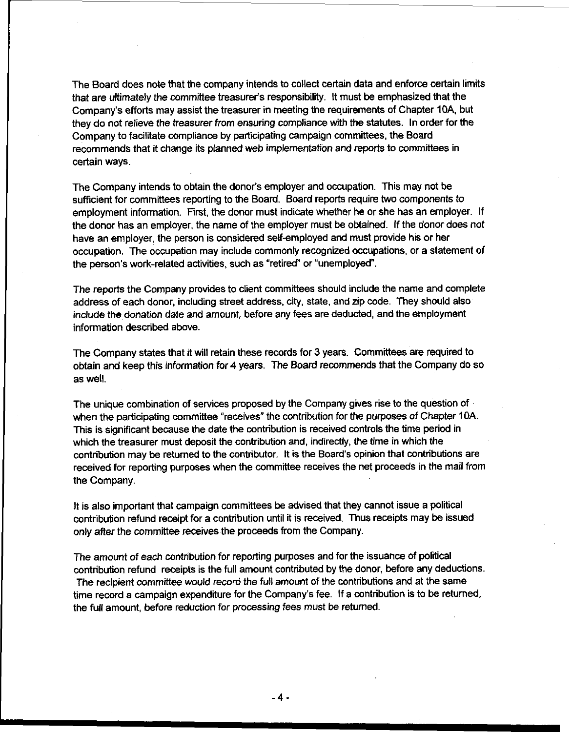The Board does note that the company intends to collect certain data and enforce certain limits that are ultimately the committee treasurer's responsibility. It must be emphasized that the Company's efforts may assist the treasurer in meeting the requirements of Chapter 10A, but they do not relieve the treasurer from ensuring compliance with the statutes. In order for the Company to facilitate compliance by participating campaign committees, the Board recommends that it change its planned web implementation and reports to committees in certain ways.

The Company intends to obtain the donor's employer and occupation. This may not be sufficient for committees reporting to the Board. Board reports require two components to employment information. First, the donor must indicate whether he or she has an employer. If the donor has an employer, the name of the employer must be obtained. If the donor does not have an employer, the person is considered self-employed and must provide his or her occupation. The occupation may include commonly recognized occupations, or a statement of the person's work-related activities, such as "retired" or "unemployed".

The reports the Company provides to client committees should include the name and complete address of each donor, including street address, city, state, and zip code. They should also include the donation date and amount, before any fees are deducted, and the employment information described above.

The Company states that it will retain these records for 3 years. Committees are required to obtain and keep this information for 4 years. The Board recommends that the Company do so as well.

The unique combination of services proposed by the Company gives rise to the question of when the participating committee "receives" the contribution for the purposes of Chapter 10A. This is significant because the date the contribution is received controls the time period in which the treasurer must deposit the contribution and, indirectly, the time in which the contribution may be returned to the contributor. It is the Board's opinion that contributions are received for reporting purposes when the committee receives the net proceeds in the mail from the Company.

It is also important that campaign committees be advised that they cannot issue a political contribution refund receipt for a contribution until it is received. Thus receipts may be issued only after the committee receives the proceeds from the Company.

The amount of each contribution for reporting purposes and for the issuance of political contribution refund receipts is the full amount contributed by the donor, before any deductions. The recipient committee would record the full amount of the contributions and at the same time record a campaign expenditure for the Company's fee. If a contribution is to be returned, the full amount, before reduction for processing fees must be returned.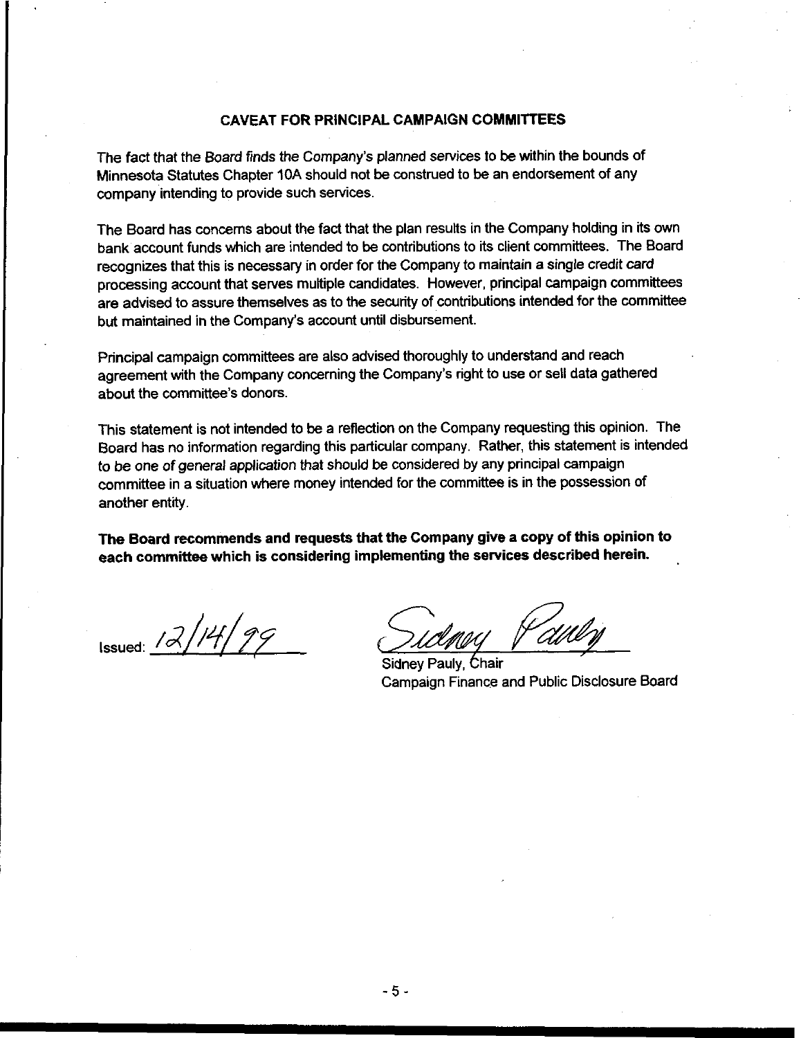## CAVEAT FOR PRINCIPAL CAMPAIGN COMMITTEES

The fact that the Board finds the Company's planned services to be within the bounds of Minnesota Statutes Chapter 10A should not be construed to be an endorsement of any company intending to provide such services.

The Board has concerns about the fact that the plan results in the Company holding in its own bank account funds which are intended to be contributions to its client committees. The Board recognizes that this is necessary in order for the Company to maintain a single credit card processing account that serves multiple candidates. However, principal campaign committees are advised to assure themselves as to the security of contributions intended for the committee but maintained in the Company's account until disbursement.

Principal campaign committees are also advised thoroughly to understand and reach agreement with the Company concerning the Company's right to use or sell data gathered about the committee's donors.

This statement is not intended to be a reflection on the Company requesting this opinion. The Board has no information regarding this particular company. Rather, this statement is intended to be one of general application that should be considered by any principal campaign committee in a situation where money intended for the committee is in the possession of another entity.

**The Board recommends and requests that the Company give a copy of this opinion to each committee which is considering implementing the services described herein.**

Issued: 12/14/99

Sidney Pauly

Sidney Pauly, Chair
Campaign Finance and Public Disclosure Board